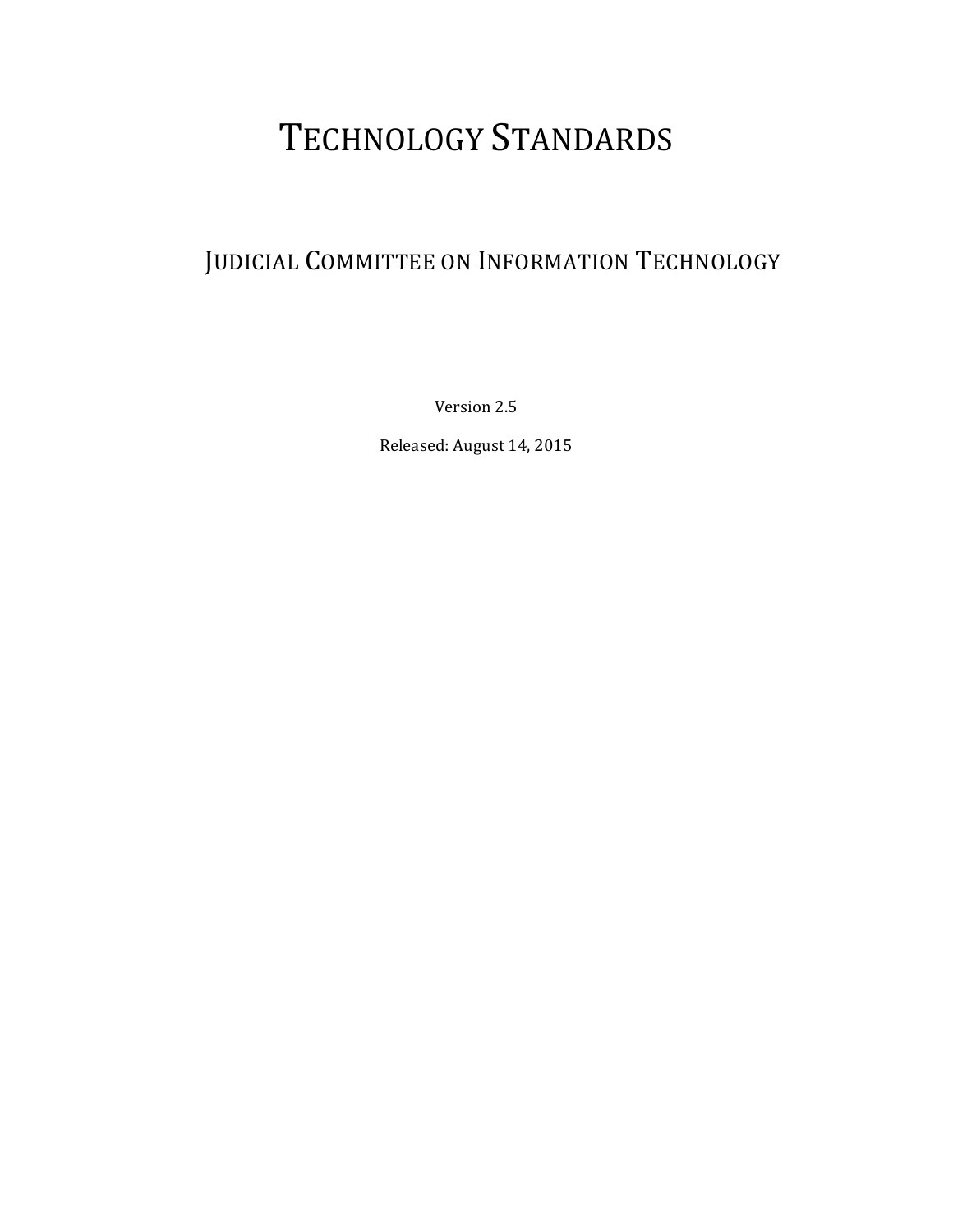# TECHNOLOGY STANDARDS

## JUDICIAL COMMITTEE ON INFORMATION TECHNOLOGY

Version 2.5

Released: August 14, 2015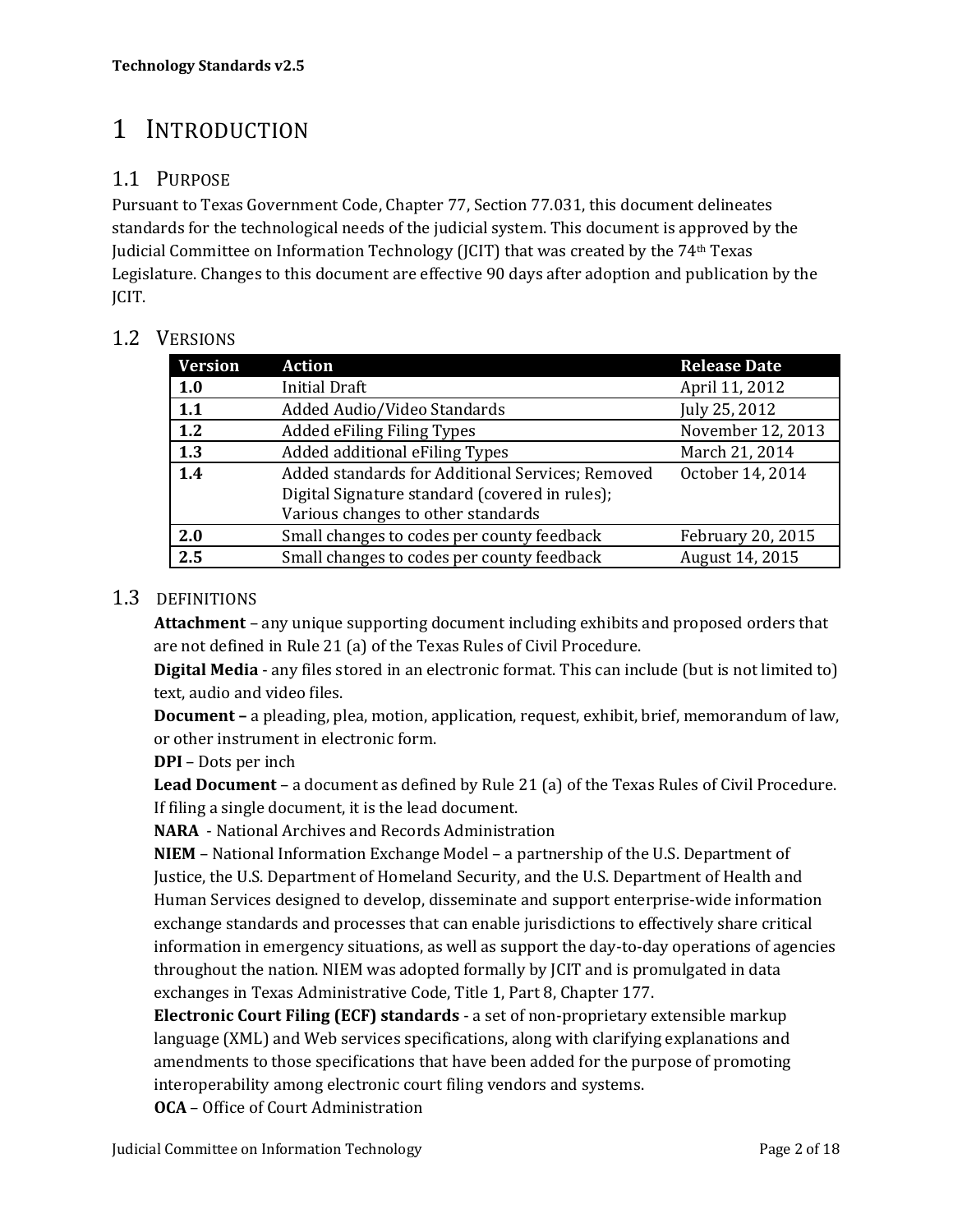# 1 INTRODUCTION

## 1.1 PURPOSE

Pursuant to Texas Government Code, Chapter 77, Section 77.031, this document delineates standards for the technological needs of the judicial system. This document is approved by the Judicial Committee on Information Technology (JCIT) that was created by the 74th Texas Legislature. Changes to this document are effective 90 days after adoption and publication by the JCIT.

## 1.2 VERSIONS

| Version | Action | Release Date |
|---|---|---|
| **1.0** | Initial Draft | April 11, 2012 |
| **1.1** | Added Audio/Video Standards | July 25, 2012 |
| **1.2** | Added eFiling Filing Types | November 12, 2013 |
| **1.3** | Added additional eFiling Types | March 21, 2014 |
| **1.4** | Added standards for Additional Services; Removed Digital Signature standard (covered in rules); Various changes to other standards | October 14, 2014 |
| **2.0** | Small changes to codes per county feedback | February 20, 2015 |
| **2.5** | Small changes to codes per county feedback | August 14, 2015 |

## 1.3 DEFINITIONS

**Attachment** – any unique supporting document including exhibits and proposed orders that are not defined in Rule 21 (a) of the Texas Rules of Civil Procedure.

**Digital Media** - any files stored in an electronic format. This can include (but is not limited to) text, audio and video files.

**Document –** a pleading, plea, motion, application, request, exhibit, brief, memorandum of law, or other instrument in electronic form.

**DPI** – Dots per inch

**Lead Document** – a document as defined by Rule 21 (a) of the Texas Rules of Civil Procedure. If filing a single document, it is the lead document.

**NARA** - National Archives and Records Administration

**NIEM** – National Information Exchange Model – a partnership of the U.S. Department of Justice, the U.S. Department of Homeland Security, and the U.S. Department of Health and Human Services designed to develop, disseminate and support enterprise-wide information exchange standards and processes that can enable jurisdictions to effectively share critical information in emergency situations, as well as support the day-to-day operations of agencies throughout the nation. NIEM was adopted formally by JCIT and is promulgated in data exchanges in Texas Administrative Code, Title 1, Part 8, Chapter 177.

**Electronic Court Filing (ECF) standards** - a set of non-proprietary extensible markup language (XML) and Web services specifications, along with clarifying explanations and amendments to those specifications that have been added for the purpose of promoting interoperability among electronic court filing vendors and systems.

**OCA** – Office of Court Administration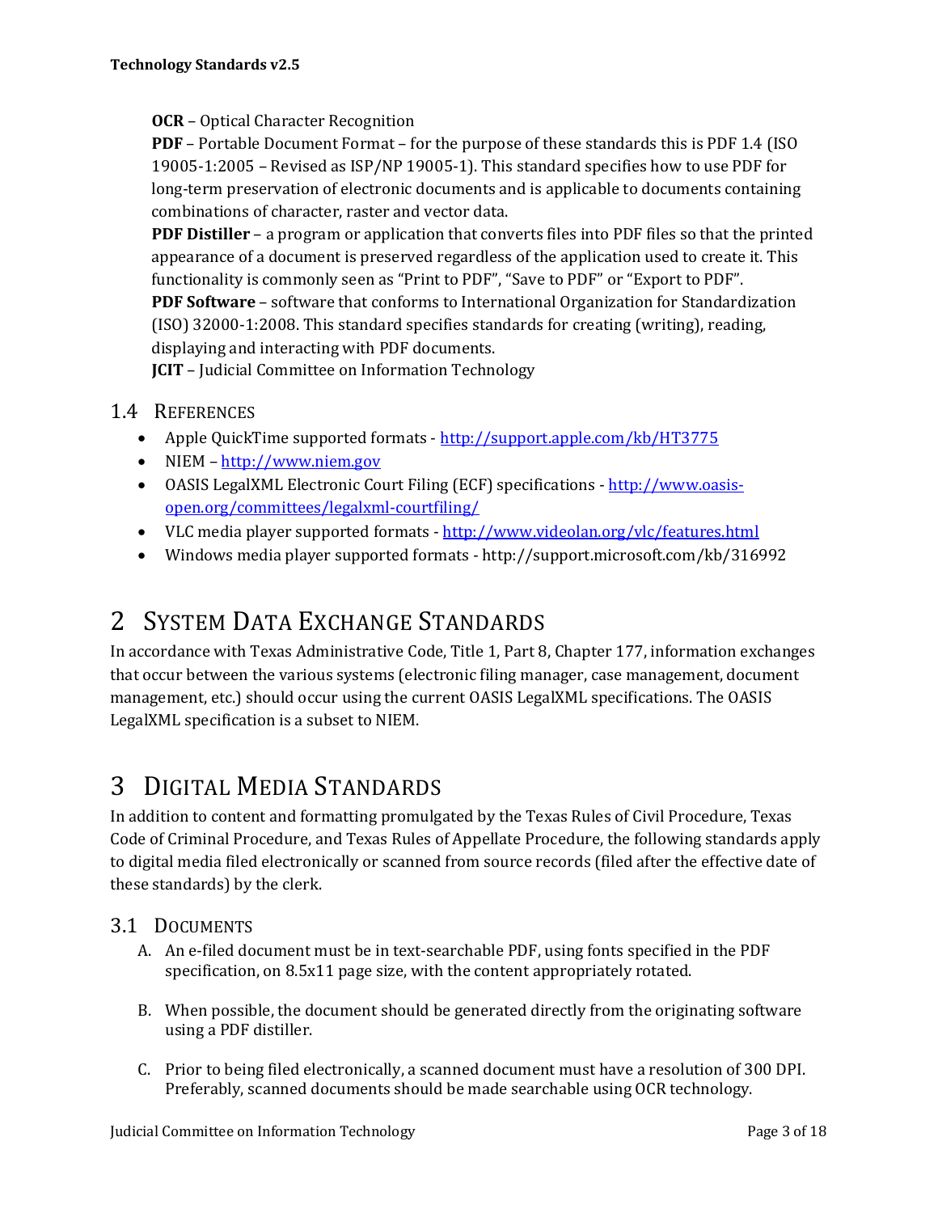**OCR** – Optical Character Recognition

**PDF** – Portable Document Format – for the purpose of these standards this is PDF 1.4 (ISO 19005-1:2005 – Revised as ISP/NP 19005-1). This standard specifies how to use PDF for long-term preservation of electronic documents and is applicable to documents containing combinations of character, raster and vector data.

**PDF Distiller** – a program or application that converts files into PDF files so that the printed appearance of a document is preserved regardless of the application used to create it. This functionality is commonly seen as "Print to PDF", "Save to PDF" or "Export to PDF".

**PDF Software** – software that conforms to International Organization for Standardization (ISO) 32000-1:2008. This standard specifies standards for creating (writing), reading, displaying and interacting with PDF documents.

**JCIT** – Judicial Committee on Information Technology

## 1.4 References

- Apple QuickTime supported formats - http://support.apple.com/kb/HT3775
- NIEM – http://www.niem.gov
- OASIS LegalXML Electronic Court Filing (ECF) specifications - http://www.oasis-open.org/committees/legalxml-courtfiling/
- VLC media player supported formats - http://www.videolan.org/vlc/features.html
- Windows media player supported formats - http://support.microsoft.com/kb/316992

# 2 System Data Exchange Standards

In accordance with Texas Administrative Code, Title 1, Part 8, Chapter 177, information exchanges that occur between the various systems (electronic filing manager, case management, document management, etc.) should occur using the current OASIS LegalXML specifications. The OASIS LegalXML specification is a subset to NIEM.

# 3 Digital Media Standards

In addition to content and formatting promulgated by the Texas Rules of Civil Procedure, Texas Code of Criminal Procedure, and Texas Rules of Appellate Procedure, the following standards apply to digital media filed electronically or scanned from source records (filed after the effective date of these standards) by the clerk.

## 3.1 Documents

A. An e-filed document must be in text-searchable PDF, using fonts specified in the PDF specification, on 8.5x11 page size, with the content appropriately rotated.

B. When possible, the document should be generated directly from the originating software using a PDF distiller.

C. Prior to being filed electronically, a scanned document must have a resolution of 300 DPI. Preferably, scanned documents should be made searchable using OCR technology.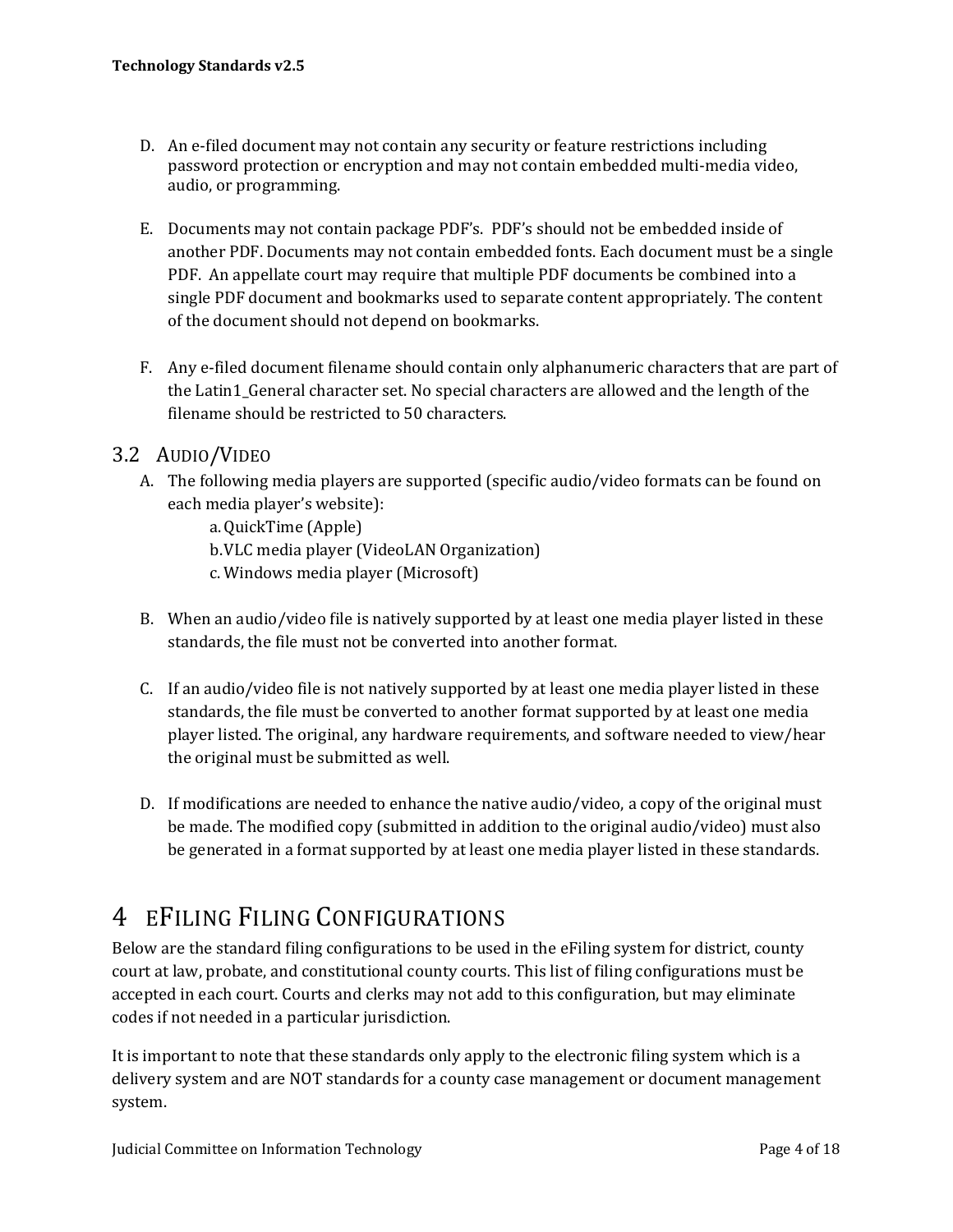D. An e-filed document may not contain any security or feature restrictions including password protection or encryption and may not contain embedded multi-media video, audio, or programming.

E. Documents may not contain package PDF's. PDF's should not be embedded inside of another PDF. Documents may not contain embedded fonts. Each document must be a single PDF. An appellate court may require that multiple PDF documents be combined into a single PDF document and bookmarks used to separate content appropriately. The content of the document should not depend on bookmarks.

F. Any e-filed document filename should contain only alphanumeric characters that are part of the Latin1_General character set. No special characters are allowed and the length of the filename should be restricted to 50 characters.

## 3.2 Audio/Video

A. The following media players are supported (specific audio/video formats can be found on each media player's website):
   - a. QuickTime (Apple)
   - b. VLC media player (VideoLAN Organization)
   - c. Windows media player (Microsoft)

B. When an audio/video file is natively supported by at least one media player listed in these standards, the file must not be converted into another format.

C. If an audio/video file is not natively supported by at least one media player listed in these standards, the file must be converted to another format supported by at least one media player listed. The original, any hardware requirements, and software needed to view/hear the original must be submitted as well.

D. If modifications are needed to enhance the native audio/video, a copy of the original must be made. The modified copy (submitted in addition to the original audio/video) must also be generated in a format supported by at least one media player listed in these standards.

# 4 eFiling Filing Configurations

Below are the standard filing configurations to be used in the eFiling system for district, county court at law, probate, and constitutional county courts. This list of filing configurations must be accepted in each court. Courts and clerks may not add to this configuration, but may eliminate codes if not needed in a particular jurisdiction.

It is important to note that these standards only apply to the electronic filing system which is a delivery system and are NOT standards for a county case management or document management system.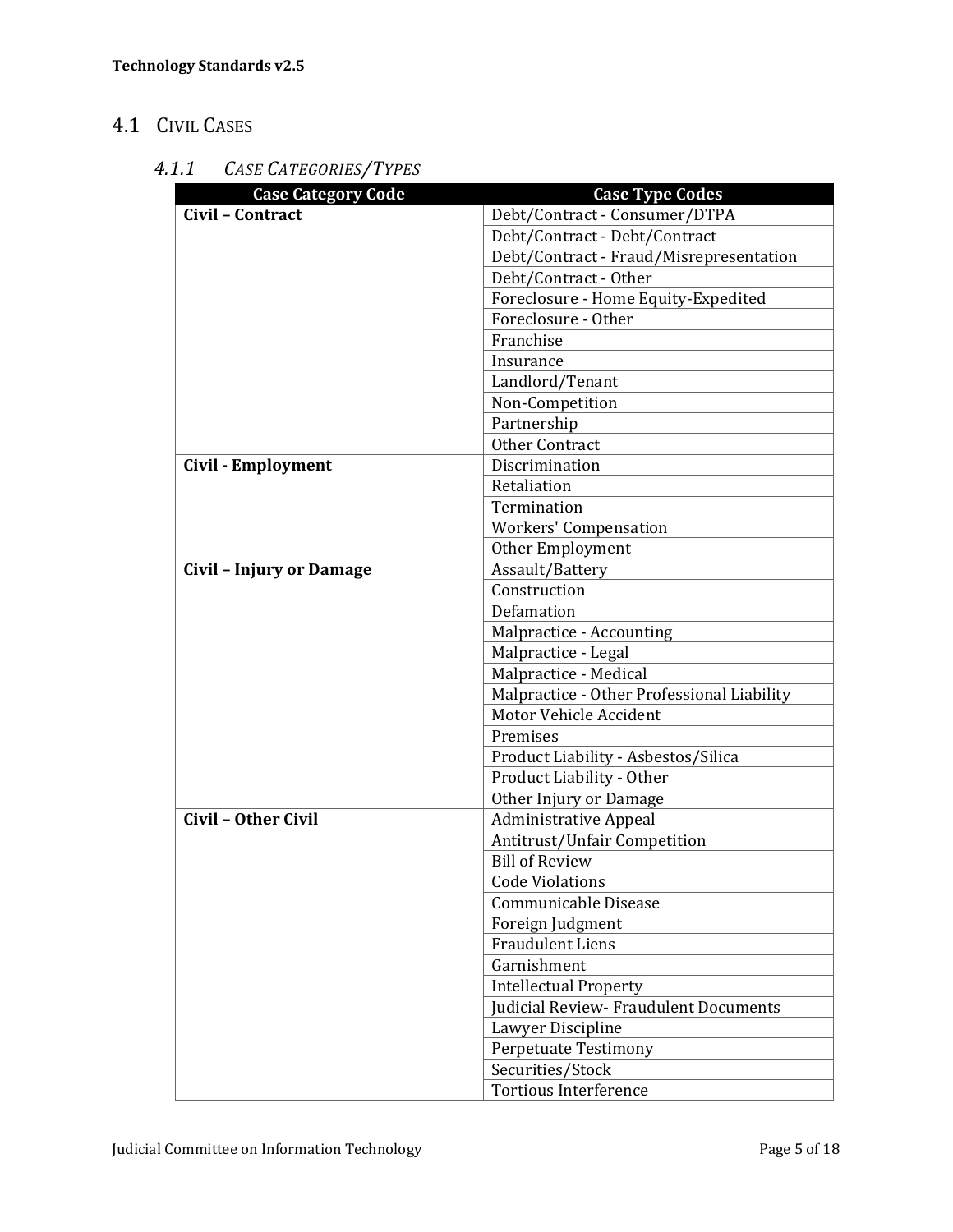## 4.1 Civil Cases

### 4.1.1 *Case Categories/Types*

| Case Category Code | Case Type Codes |
|---|---|
| **Civil – Contract** | Debt/Contract - Consumer/DTPA |
| | Debt/Contract - Debt/Contract |
| | Debt/Contract - Fraud/Misrepresentation |
| | Debt/Contract - Other |
| | Foreclosure - Home Equity-Expedited |
| | Foreclosure - Other |
| | Franchise |
| | Insurance |
| | Landlord/Tenant |
| | Non-Competition |
| | Partnership |
| | Other Contract |
| **Civil - Employment** | Discrimination |
| | Retaliation |
| | Termination |
| | Workers' Compensation |
| | Other Employment |
| **Civil – Injury or Damage** | Assault/Battery |
| | Construction |
| | Defamation |
| | Malpractice - Accounting |
| | Malpractice - Legal |
| | Malpractice - Medical |
| | Malpractice - Other Professional Liability |
| | Motor Vehicle Accident |
| | Premises |
| | Product Liability - Asbestos/Silica |
| | Product Liability - Other |
| | Other Injury or Damage |
| **Civil – Other Civil** | Administrative Appeal |
| | Antitrust/Unfair Competition |
| | Bill of Review |
| | Code Violations |
| | Communicable Disease |
| | Foreign Judgment |
| | Fraudulent Liens |
| | Garnishment |
| | Intellectual Property |
| | Judicial Review- Fraudulent Documents |
| | Lawyer Discipline |
| | Perpetuate Testimony |
| | Securities/Stock |
| | Tortious Interference |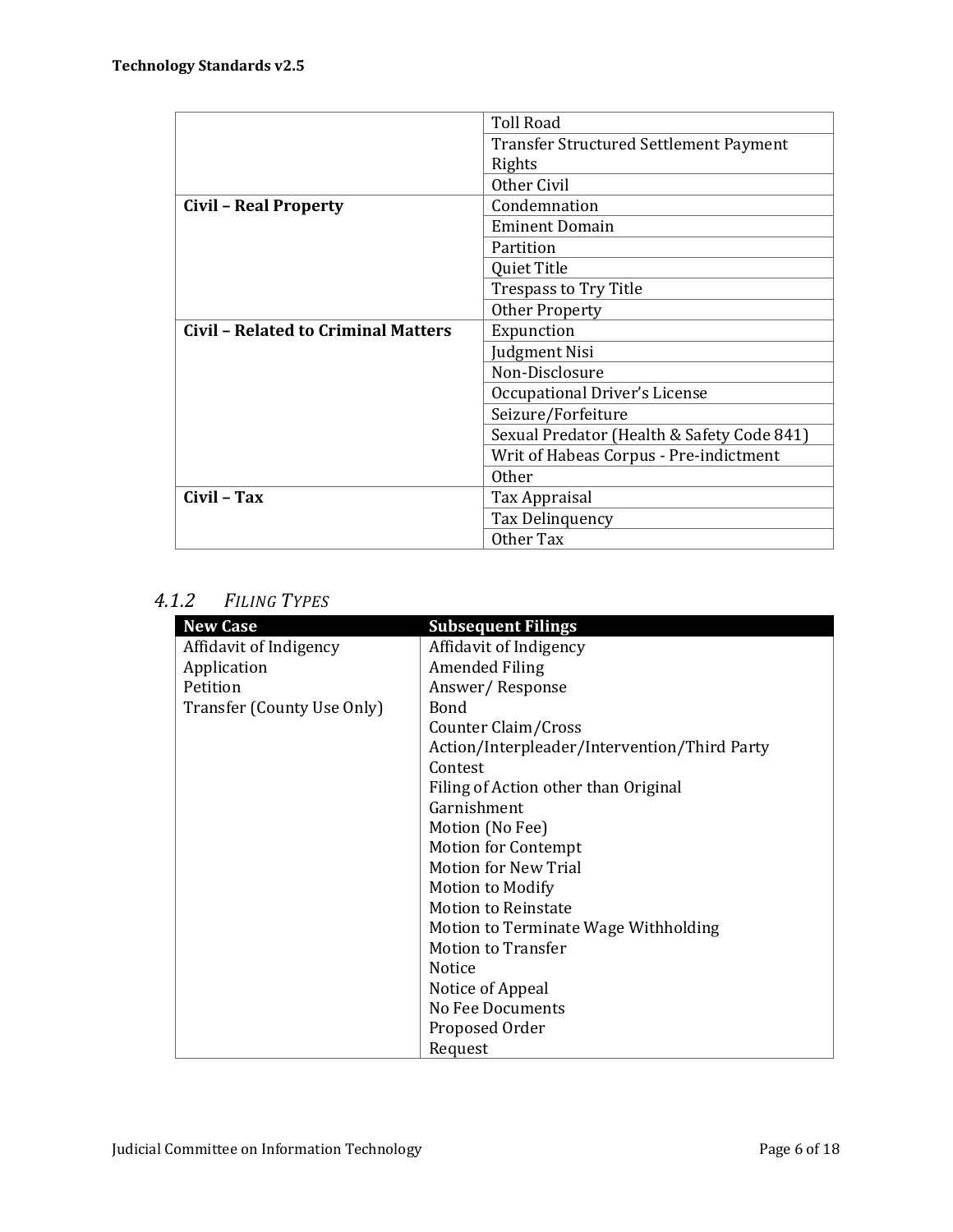| | |
|---|---|
| | Toll Road |
| | Transfer Structured Settlement Payment Rights |
| | Other Civil |
| **Civil – Real Property** | Condemnation |
| | Eminent Domain |
| | Partition |
| | Quiet Title |
| | Trespass to Try Title |
| | Other Property |
| **Civil – Related to Criminal Matters** | Expunction |
| | Judgment Nisi |
| | Non-Disclosure |
| | Occupational Driver's License |
| | Seizure/Forfeiture |
| | Sexual Predator (Health & Safety Code 841) |
| | Writ of Habeas Corpus - Pre-indictment |
| | Other |
| **Civil – Tax** | Tax Appraisal |
| | Tax Delinquency |
| | Other Tax |

### 4.1.2 *FILING TYPES*

| New Case | Subsequent Filings |
|---|---|
| Affidavit of Indigency | Affidavit of Indigency |
| Application | Amended Filing |
| Petition | Answer/ Response |
| Transfer (County Use Only) | Bond |
| | Counter Claim/Cross Action/Interpleader/Intervention/Third Party |
| | Contest |
| | Filing of Action other than Original |
| | Garnishment |
| | Motion (No Fee) |
| | Motion for Contempt |
| | Motion for New Trial |
| | Motion to Modify |
| | Motion to Reinstate |
| | Motion to Terminate Wage Withholding |
| | Motion to Transfer |
| | Notice |
| | Notice of Appeal |
| | No Fee Documents |
| | Proposed Order |
| | Request |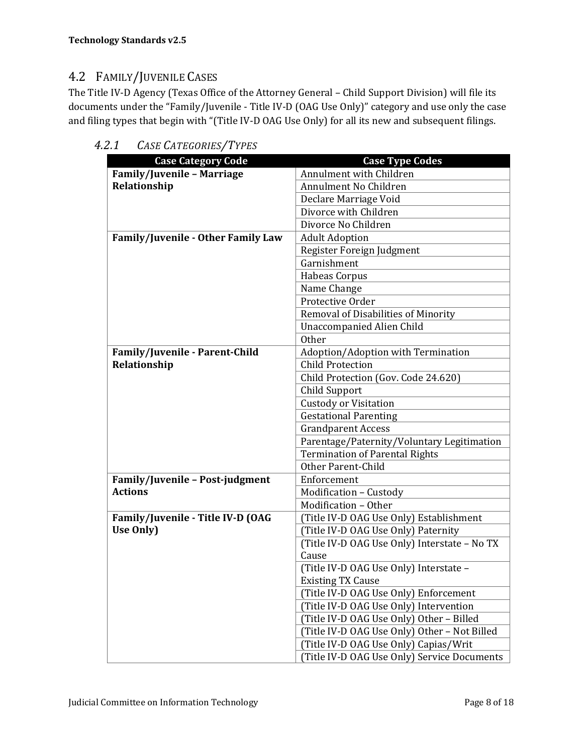## 4.2 FAMILY/JUVENILE CASES

The Title IV-D Agency (Texas Office of the Attorney General – Child Support Division) will file its documents under the "Family/Juvenile - Title IV-D (OAG Use Only)" category and use only the case and filing types that begin with "(Title IV-D OAG Use Only) for all its new and subsequent filings.

### *4.2.1 CASE CATEGORIES/TYPES*

| Case Category Code | Case Type Codes |
|---|---|
| **Family/Juvenile – Marriage Relationship** | Annulment with Children |
| | Annulment No Children |
| | Declare Marriage Void |
| | Divorce with Children |
| | Divorce No Children |
| **Family/Juvenile - Other Family Law** | Adult Adoption |
| | Register Foreign Judgment |
| | Garnishment |
| | Habeas Corpus |
| | Name Change |
| | Protective Order |
| | Removal of Disabilities of Minority |
| | Unaccompanied Alien Child |
| | Other |
| **Family/Juvenile - Parent-Child Relationship** | Adoption/Adoption with Termination |
| | Child Protection |
| | Child Protection (Gov. Code 24.620) |
| | Child Support |
| | Custody or Visitation |
| | Gestational Parenting |
| | Grandparent Access |
| | Parentage/Paternity/Voluntary Legitimation |
| | Termination of Parental Rights |
| | Other Parent-Child |
| **Family/Juvenile – Post-judgment Actions** | Enforcement |
| | Modification – Custody |
| | Modification – Other |
| **Family/Juvenile - Title IV-D (OAG Use Only)** | (Title IV-D OAG Use Only) Establishment |
| | (Title IV-D OAG Use Only) Paternity |
| | (Title IV-D OAG Use Only) Interstate – No TX Cause |
| | (Title IV-D OAG Use Only) Interstate – Existing TX Cause |
| | (Title IV-D OAG Use Only) Enforcement |
| | (Title IV-D OAG Use Only) Intervention |
| | (Title IV-D OAG Use Only) Other – Billed |
| | (Title IV-D OAG Use Only) Other – Not Billed |
| | (Title IV-D OAG Use Only) Capias/Writ |
| | (Title IV-D OAG Use Only) Service Documents |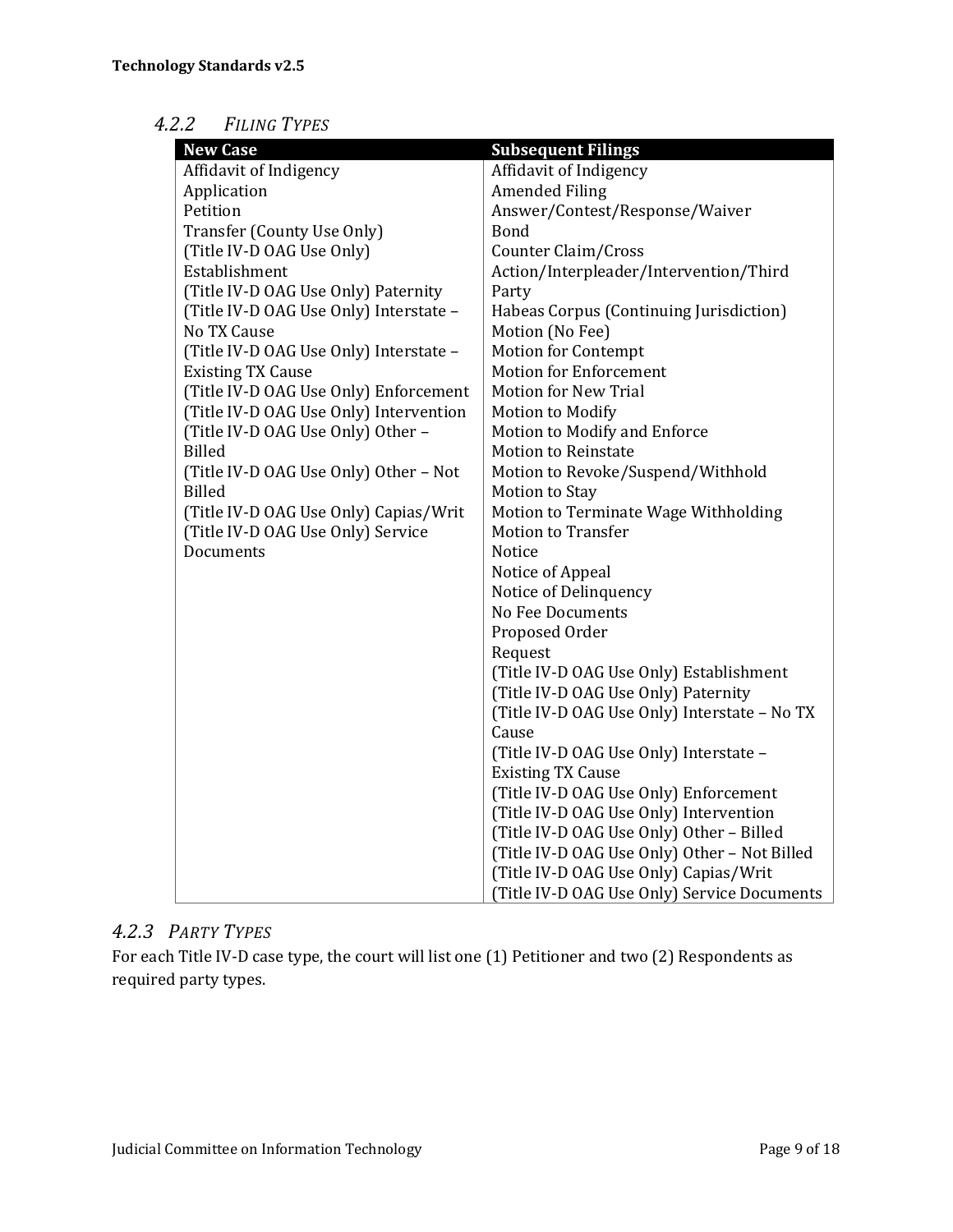### 4.2.2 *Filing Types*

| New Case | Subsequent Filings |
|---|---|
| Affidavit of Indigency | Affidavit of Indigency |
| Application | Amended Filing |
| Petition | Answer/Contest/Response/Waiver |
| Transfer (County Use Only) | Bond |
| (Title IV-D OAG Use Only) Establishment | Counter Claim/Cross Action/Interpleader/Intervention/Third Party |
| (Title IV-D OAG Use Only) Paternity | Habeas Corpus (Continuing Jurisdiction) |
| (Title IV-D OAG Use Only) Interstate – No TX Cause | Motion (No Fee) |
| (Title IV-D OAG Use Only) Interstate – Existing TX Cause | Motion for Contempt |
| (Title IV-D OAG Use Only) Enforcement | Motion for Enforcement |
| (Title IV-D OAG Use Only) Intervention | Motion for New Trial |
| (Title IV-D OAG Use Only) Other – Billed | Motion to Modify |
| (Title IV-D OAG Use Only) Other – Not Billed | Motion to Modify and Enforce |
| (Title IV-D OAG Use Only) Capias/Writ | Motion to Reinstate |
| (Title IV-D OAG Use Only) Service Documents | Motion to Revoke/Suspend/Withhold |
| | Motion to Stay |
| | Motion to Terminate Wage Withholding |
| | Motion to Transfer |
| | Notice |
| | Notice of Appeal |
| | Notice of Delinquency |
| | No Fee Documents |
| | Proposed Order |
| | Request |
| | (Title IV-D OAG Use Only) Establishment |
| | (Title IV-D OAG Use Only) Paternity |
| | (Title IV-D OAG Use Only) Interstate – No TX Cause |
| | (Title IV-D OAG Use Only) Interstate – Existing TX Cause |
| | (Title IV-D OAG Use Only) Enforcement |
| | (Title IV-D OAG Use Only) Intervention |
| | (Title IV-D OAG Use Only) Other – Billed |
| | (Title IV-D OAG Use Only) Other – Not Billed |
| | (Title IV-D OAG Use Only) Capias/Writ |
| | (Title IV-D OAG Use Only) Service Documents |

### 4.2.3 *Party Types*

For each Title IV-D case type, the court will list one (1) Petitioner and two (2) Respondents as required party types.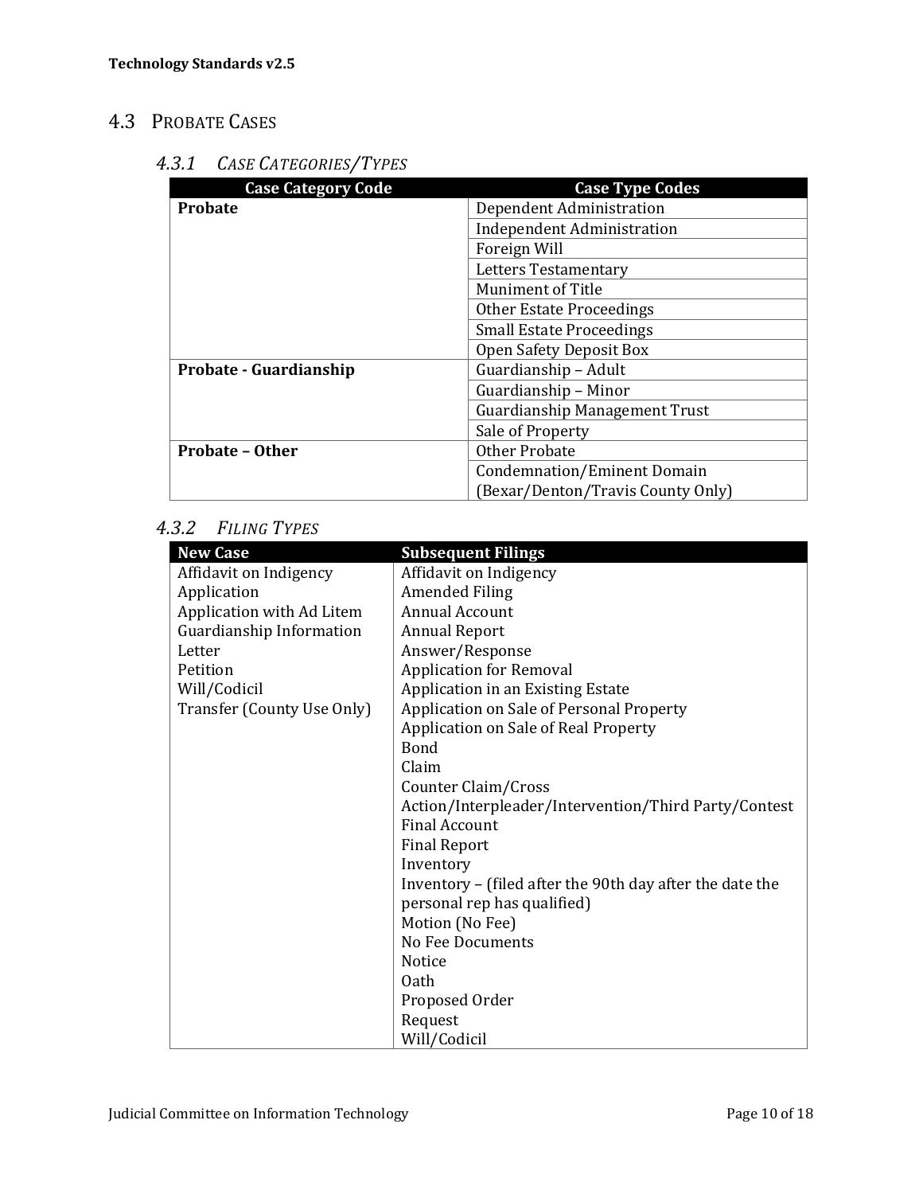## 4.3 Probate Cases

### 4.3.1 *Case Categories/Types*

| Case Category Code | Case Type Codes |
|---|---|
| **Probate** | Dependent Administration |
| | Independent Administration |
| | Foreign Will |
| | Letters Testamentary |
| | Muniment of Title |
| | Other Estate Proceedings |
| | Small Estate Proceedings |
| | Open Safety Deposit Box |
| **Probate - Guardianship** | Guardianship – Adult |
| | Guardianship – Minor |
| | Guardianship Management Trust |
| | Sale of Property |
| **Probate – Other** | Other Probate |
| | Condemnation/Eminent Domain (Bexar/Denton/Travis County Only) |

### 4.3.2 *Filing Types*

| New Case | Subsequent Filings |
|---|---|
| Affidavit on Indigency | Affidavit on Indigency |
| Application | Amended Filing |
| Application with Ad Litem | Annual Account |
| Guardianship Information | Annual Report |
| Letter | Answer/Response |
| Petition | Application for Removal |
| Will/Codicil | Application in an Existing Estate |
| Transfer (County Use Only) | Application on Sale of Personal Property |
| | Application on Sale of Real Property |
| | Bond |
| | Claim |
| | Counter Claim/Cross Action/Interpleader/Intervention/Third Party/Contest |
| | Final Account |
| | Final Report |
| | Inventory |
| | Inventory – (filed after the 90th day after the date the personal rep has qualified) |
| | Motion (No Fee) |
| | No Fee Documents |
| | Notice |
| | Oath |
| | Proposed Order |
| | Request |
| | Will/Codicil |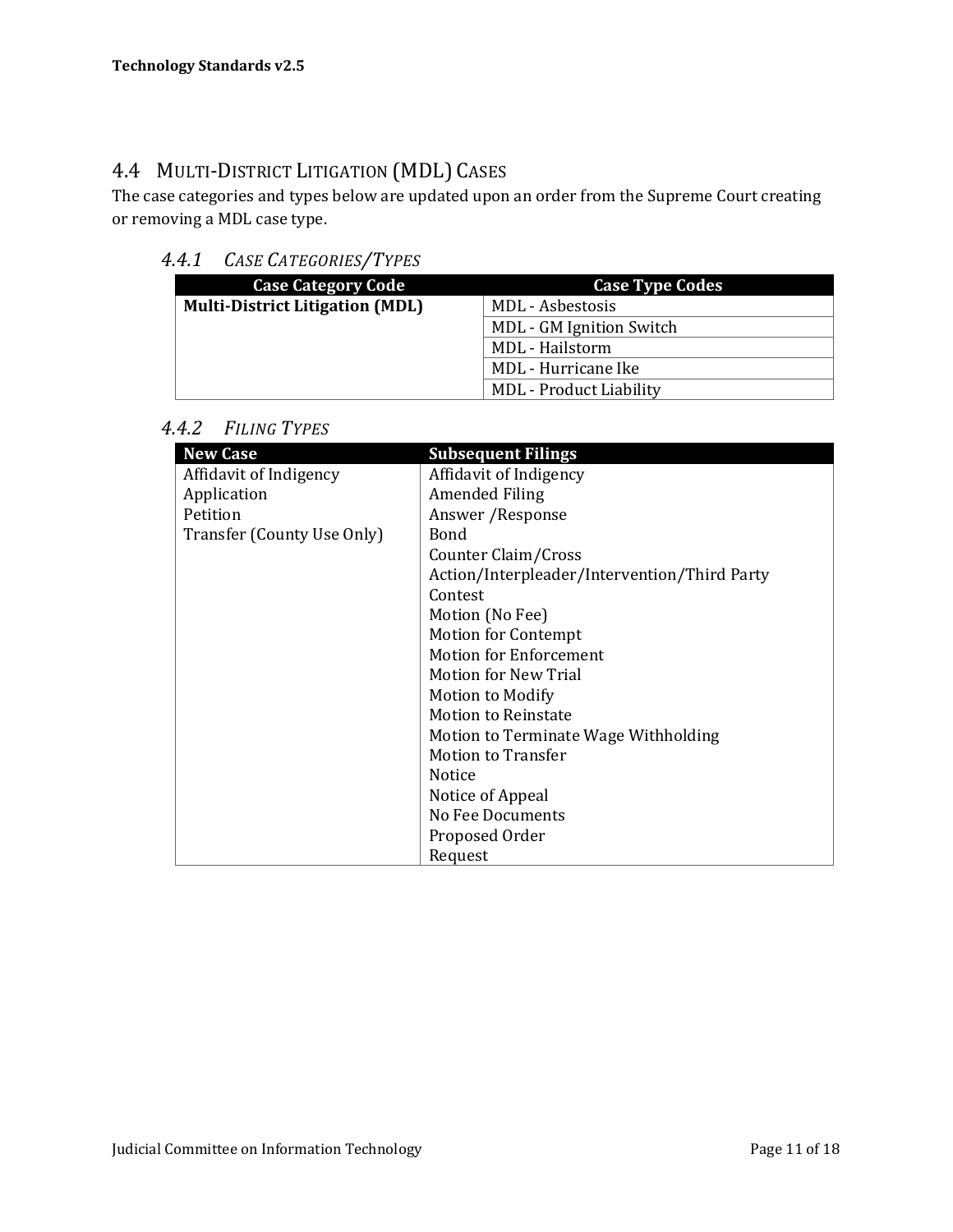## 4.4 MULTI-DISTRICT LITIGATION (MDL) CASES

The case categories and types below are updated upon an order from the Supreme Court creating or removing a MDL case type.

### 4.4.1 *CASE CATEGORIES/TYPES*

| Case Category Code | Case Type Codes |
|---|---|
| **Multi-District Litigation (MDL)** | MDL - Asbestosis |
| | MDL - GM Ignition Switch |
| | MDL - Hailstorm |
| | MDL - Hurricane Ike |
| | MDL - Product Liability |

### 4.4.2 *FILING TYPES*

| New Case | Subsequent Filings |
|---|---|
| Affidavit of Indigency | Affidavit of Indigency |
| Application | Amended Filing |
| Petition | Answer /Response |
| Transfer (County Use Only) | Bond |
| | Counter Claim/Cross Action/Interpleader/Intervention/Third Party |
| | Contest |
| | Motion (No Fee) |
| | Motion for Contempt |
| | Motion for Enforcement |
| | Motion for New Trial |
| | Motion to Modify |
| | Motion to Reinstate |
| | Motion to Terminate Wage Withholding |
| | Motion to Transfer |
| | Notice |
| | Notice of Appeal |
| | No Fee Documents |
| | Proposed Order |
| | Request |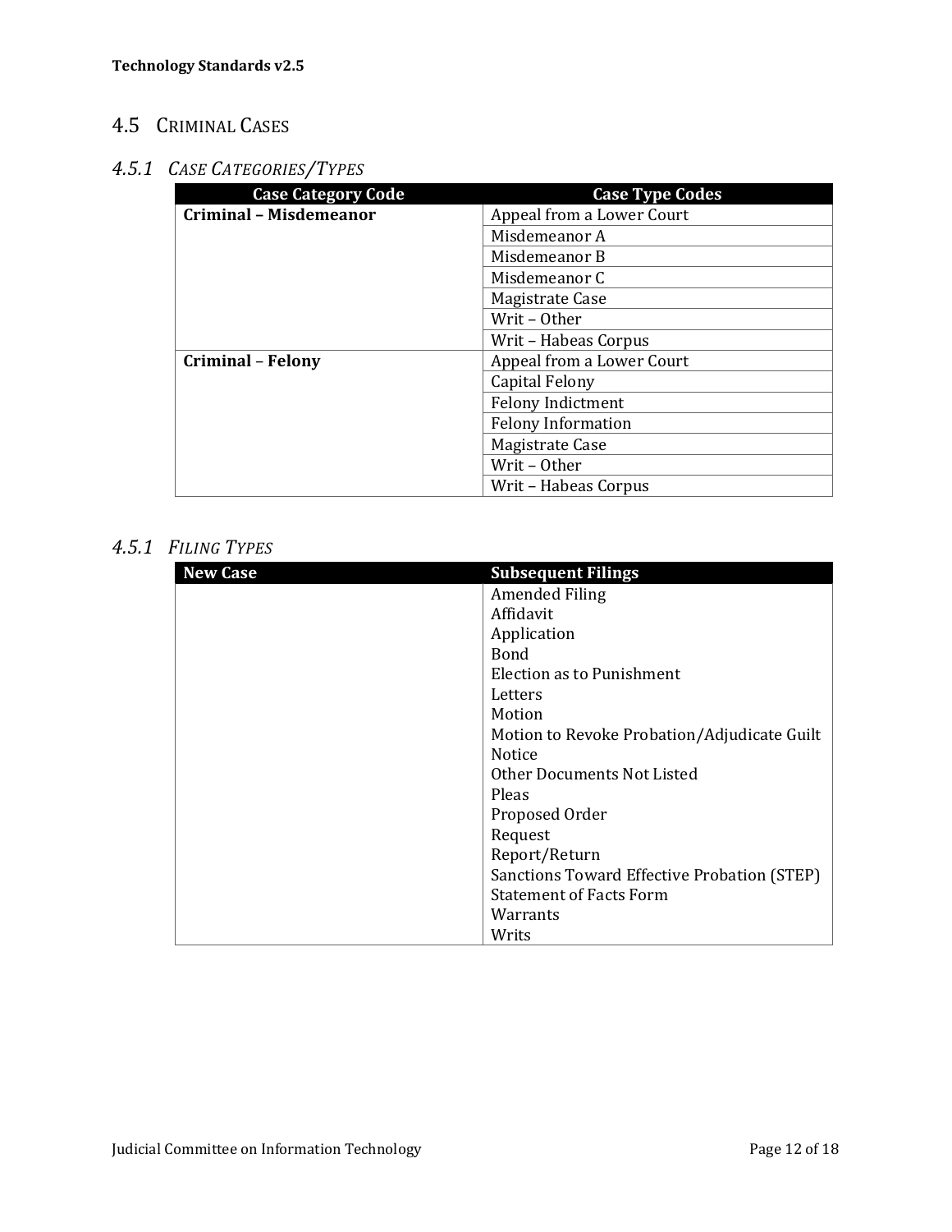## 4.5 Criminal Cases

### *4.5.1 Case Categories/Types*

| Case Category Code | Case Type Codes |
| --- | --- |
| **Criminal – Misdemeanor** | Appeal from a Lower Court |
| | Misdemeanor A |
| | Misdemeanor B |
| | Misdemeanor C |
| | Magistrate Case |
| | Writ – Other |
| | Writ – Habeas Corpus |
| **Criminal – Felony** | Appeal from a Lower Court |
| | Capital Felony |
| | Felony Indictment |
| | Felony Information |
| | Magistrate Case |
| | Writ – Other |
| | Writ – Habeas Corpus |

### *4.5.1 Filing Types*

| New Case | Subsequent Filings |
| --- | --- |
| | Amended Filing<br>Affidavit<br>Application<br>Bond<br>Election as to Punishment<br>Letters<br>Motion<br>Motion to Revoke Probation/Adjudicate Guilt<br>Notice<br>Other Documents Not Listed<br>Pleas<br>Proposed Order<br>Request<br>Report/Return<br>Sanctions Toward Effective Probation (STEP)<br>Statement of Facts Form<br>Warrants<br>Writs |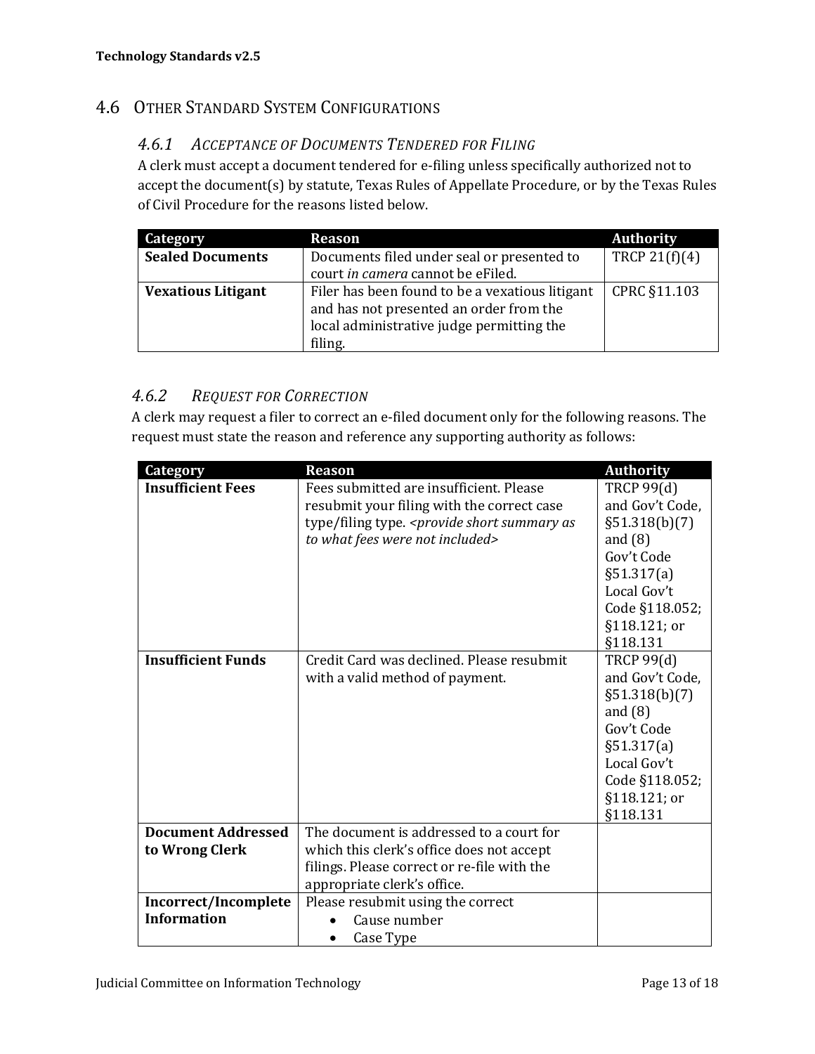## 4.6 Other Standard System Configurations

### 4.6.1 *Acceptance of Documents Tendered for Filing*

A clerk must accept a document tendered for e-filing unless specifically authorized not to accept the document(s) by statute, Texas Rules of Appellate Procedure, or by the Texas Rules of Civil Procedure for the reasons listed below.

| Category | Reason | Authority |
|---|---|---|
| **Sealed Documents** | Documents filed under seal or presented to court *in camera* cannot be eFiled. | TRCP 21(f)(4) |
| **Vexatious Litigant** | Filer has been found to be a vexatious litigant and has not presented an order from the local administrative judge permitting the filing. | CPRC §11.103 |

### 4.6.2 *Request for Correction*

A clerk may request a filer to correct an e-filed document only for the following reasons. The request must state the reason and reference any supporting authority as follows:

| Category | Reason | Authority |
|---|---|---|
| **Insufficient Fees** | Fees submitted are insufficient. Please resubmit your filing with the correct case type/filing type. *<provide short summary as to what fees were not included>* | TRCP 99(d) and Gov't Code, §51.318(b)(7) and (8) Gov't Code §51.317(a) Local Gov't Code §118.052; §118.121; or §118.131 |
| **Insufficient Funds** | Credit Card was declined. Please resubmit with a valid method of payment. | TRCP 99(d) and Gov't Code, §51.318(b)(7) and (8) Gov't Code §51.317(a) Local Gov't Code §118.052; §118.121; or §118.131 |
| **Document Addressed to Wrong Clerk** | The document is addressed to a court for which this clerk's office does not accept filings. Please correct or re-file with the appropriate clerk's office. | |
| **Incorrect/Incomplete Information** | Please resubmit using the correct<br>• Cause number<br>• Case Type | |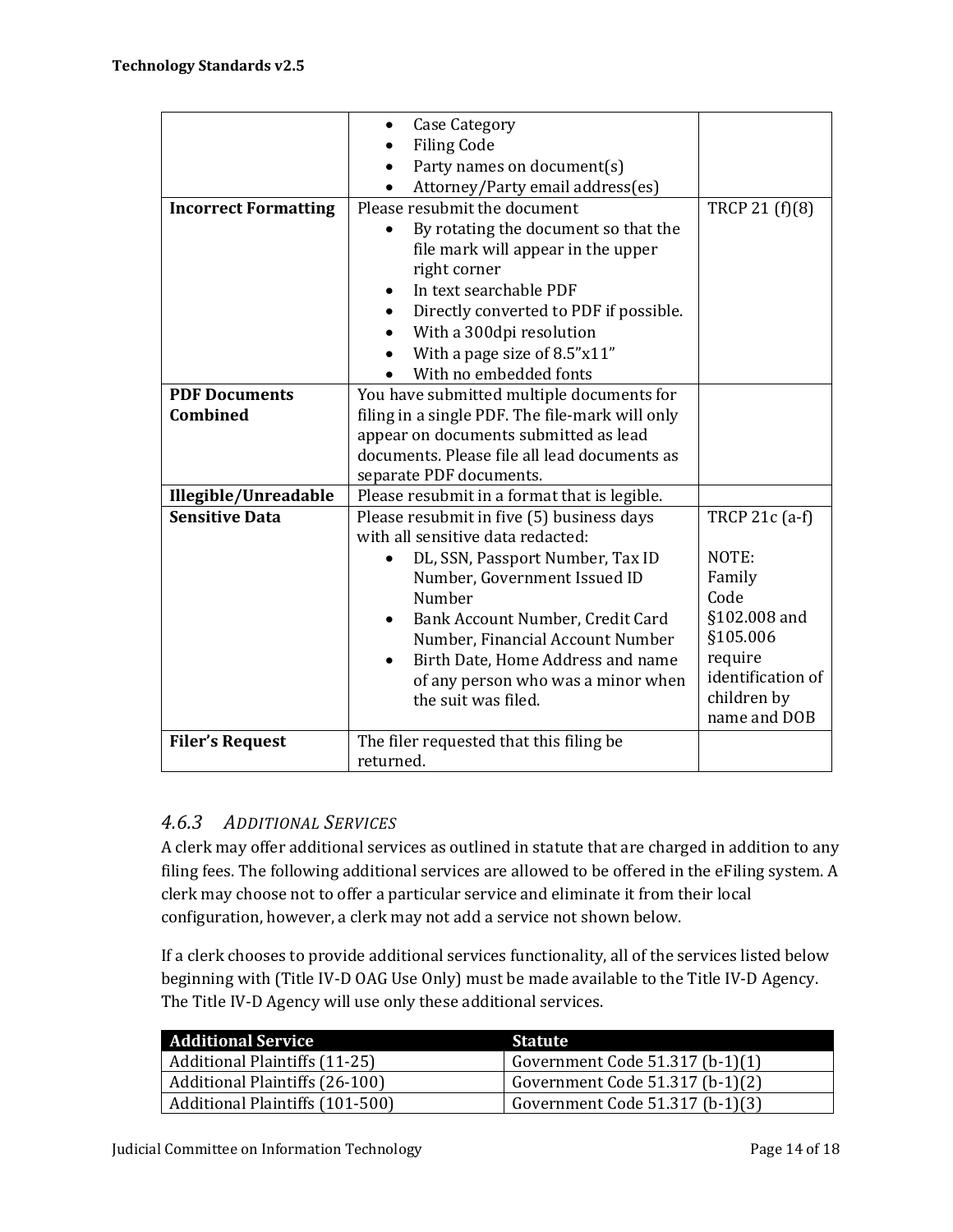|  |  |  |
|---|---|---|
|  | • Case Category<br>• Filing Code<br>• Party names on document(s)<br>• Attorney/Party email address(es) |  |
| **Incorrect Formatting** | Please resubmit the document<br>• By rotating the document so that the file mark will appear in the upper right corner<br>• In text searchable PDF<br>• Directly converted to PDF if possible.<br>• With a 300dpi resolution<br>• With a page size of 8.5"x11"<br>• With no embedded fonts | TRCP 21 (f)(8) |
| **PDF Documents Combined** | You have submitted multiple documents for filing in a single PDF. The file-mark will only appear on documents submitted as lead documents. Please file all lead documents as separate PDF documents. |  |
| **Illegible/Unreadable** | Please resubmit in a format that is legible. |  |
| **Sensitive Data** | Please resubmit in five (5) business days with all sensitive data redacted:<br>• DL, SSN, Passport Number, Tax ID Number, Government Issued ID Number<br>• Bank Account Number, Credit Card Number, Financial Account Number<br>• Birth Date, Home Address and name of any person who was a minor when the suit was filed. | TRCP 21c (a-f)<br><br>NOTE: Family Code §102.008 and §105.006 require identification of children by name and DOB |
| **Filer's Request** | The filer requested that this filing be returned. |  |

### 4.6.3 *Additional Services*

A clerk may offer additional services as outlined in statute that are charged in addition to any filing fees. The following additional services are allowed to be offered in the eFiling system. A clerk may choose not to offer a particular service and eliminate it from their local configuration, however, a clerk may not add a service not shown below.

If a clerk chooses to provide additional services functionality, all of the services listed below beginning with (Title IV-D OAG Use Only) must be made available to the Title IV-D Agency. The Title IV-D Agency will use only these additional services.

| Additional Service | Statute |
|---|---|
| Additional Plaintiffs (11-25) | Government Code 51.317 (b-1)(1) |
| Additional Plaintiffs (26-100) | Government Code 51.317 (b-1)(2) |
| Additional Plaintiffs (101-500) | Government Code 51.317 (b-1)(3) |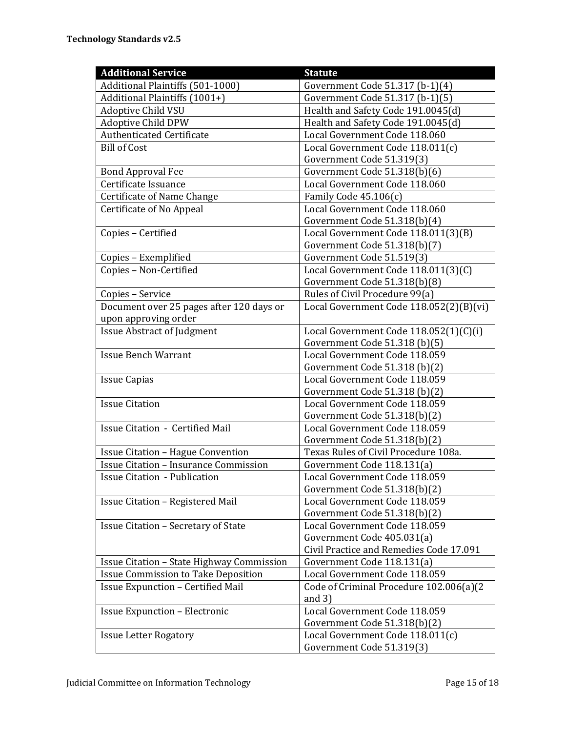| Additional Service | Statute |
|---|---|
| Additional Plaintiffs (501-1000) | Government Code 51.317 (b-1)(4) |
| Additional Plaintiffs (1001+) | Government Code 51.317 (b-1)(5) |
| Adoptive Child VSU | Health and Safety Code 191.0045(d) |
| Adoptive Child DPW | Health and Safety Code 191.0045(d) |
| Authenticated Certificate | Local Government Code 118.060 |
| Bill of Cost | Local Government Code 118.011(c)<br>Government Code 51.319(3) |
| Bond Approval Fee | Government Code 51.318(b)(6) |
| Certificate Issuance | Local Government Code 118.060 |
| Certificate of Name Change | Family Code 45.106(c) |
| Certificate of No Appeal | Local Government Code 118.060<br>Government Code 51.318(b)(4) |
| Copies – Certified | Local Government Code 118.011(3)(B)<br>Government Code 51.318(b)(7) |
| Copies – Exemplified | Government Code 51.519(3) |
| Copies – Non-Certified | Local Government Code 118.011(3)(C)<br>Government Code 51.318(b)(8) |
| Copies – Service | Rules of Civil Procedure 99(a) |
| Document over 25 pages after 120 days or upon approving order | Local Government Code 118.052(2)(B)(vi) |
| Issue Abstract of Judgment | Local Government Code 118.052(1)(C)(i)<br>Government Code 51.318 (b)(5) |
| Issue Bench Warrant | Local Government Code 118.059<br>Government Code 51.318 (b)(2) |
| Issue Capias | Local Government Code 118.059<br>Government Code 51.318 (b)(2) |
| Issue Citation | Local Government Code 118.059<br>Government Code 51.318(b)(2) |
| Issue Citation - Certified Mail | Local Government Code 118.059<br>Government Code 51.318(b)(2) |
| Issue Citation – Hague Convention | Texas Rules of Civil Procedure 108a. |
| Issue Citation – Insurance Commission | Government Code 118.131(a) |
| Issue Citation - Publication | Local Government Code 118.059<br>Government Code 51.318(b)(2) |
| Issue Citation – Registered Mail | Local Government Code 118.059<br>Government Code 51.318(b)(2) |
| Issue Citation – Secretary of State | Local Government Code 118.059<br>Government Code 405.031(a)<br>Civil Practice and Remedies Code 17.091 |
| Issue Citation – State Highway Commission | Government Code 118.131(a) |
| Issue Commission to Take Deposition | Local Government Code 118.059 |
| Issue Expunction – Certified Mail | Code of Criminal Procedure 102.006(a)(2 and 3) |
| Issue Expunction – Electronic | Local Government Code 118.059<br>Government Code 51.318(b)(2) |
| Issue Letter Rogatory | Local Government Code 118.011(c)<br>Government Code 51.319(3) |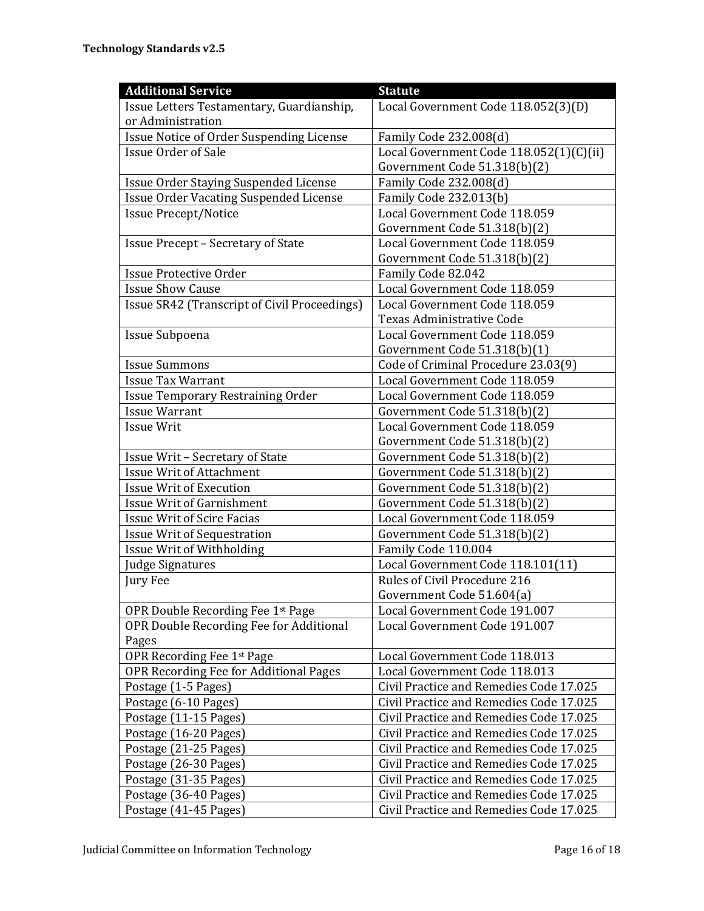| Additional Service | Statute |
| --- | --- |
| Issue Letters Testamentary, Guardianship, or Administration | Local Government Code 118.052(3)(D) |
| Issue Notice of Order Suspending License | Family Code 232.008(d) |
| Issue Order of Sale | Local Government Code 118.052(1)(C)(ii)<br>Government Code 51.318(b)(2) |
| Issue Order Staying Suspended License | Family Code 232.008(d) |
| Issue Order Vacating Suspended License | Family Code 232.013(b) |
| Issue Precept/Notice | Local Government Code 118.059<br>Government Code 51.318(b)(2) |
| Issue Precept – Secretary of State | Local Government Code 118.059<br>Government Code 51.318(b)(2) |
| Issue Protective Order | Family Code 82.042 |
| Issue Show Cause | Local Government Code 118.059 |
| Issue SR42 (Transcript of Civil Proceedings) | Local Government Code 118.059<br>Texas Administrative Code |
| Issue Subpoena | Local Government Code 118.059<br>Government Code 51.318(b)(1) |
| Issue Summons | Code of Criminal Procedure 23.03(9) |
| Issue Tax Warrant | Local Government Code 118.059 |
| Issue Temporary Restraining Order | Local Government Code 118.059 |
| Issue Warrant | Government Code 51.318(b)(2) |
| Issue Writ | Local Government Code 118.059<br>Government Code 51.318(b)(2) |
| Issue Writ – Secretary of State | Government Code 51.318(b)(2) |
| Issue Writ of Attachment | Government Code 51.318(b)(2) |
| Issue Writ of Execution | Government Code 51.318(b)(2) |
| Issue Writ of Garnishment | Government Code 51.318(b)(2) |
| Issue Writ of Scire Facias | Local Government Code 118.059 |
| Issue Writ of Sequestration | Government Code 51.318(b)(2) |
| Issue Writ of Withholding | Family Code 110.004 |
| Judge Signatures | Local Government Code 118.101(11) |
| Jury Fee | Rules of Civil Procedure 216<br>Government Code 51.604(a) |
| OPR Double Recording Fee 1st Page | Local Government Code 191.007 |
| OPR Double Recording Fee for Additional Pages | Local Government Code 191.007 |
| OPR Recording Fee 1st Page | Local Government Code 118.013 |
| OPR Recording Fee for Additional Pages | Local Government Code 118.013 |
| Postage (1-5 Pages) | Civil Practice and Remedies Code 17.025 |
| Postage (6-10 Pages) | Civil Practice and Remedies Code 17.025 |
| Postage (11-15 Pages) | Civil Practice and Remedies Code 17.025 |
| Postage (16-20 Pages) | Civil Practice and Remedies Code 17.025 |
| Postage (21-25 Pages) | Civil Practice and Remedies Code 17.025 |
| Postage (26-30 Pages) | Civil Practice and Remedies Code 17.025 |
| Postage (31-35 Pages) | Civil Practice and Remedies Code 17.025 |
| Postage (36-40 Pages) | Civil Practice and Remedies Code 17.025 |
| Postage (41-45 Pages) | Civil Practice and Remedies Code 17.025 |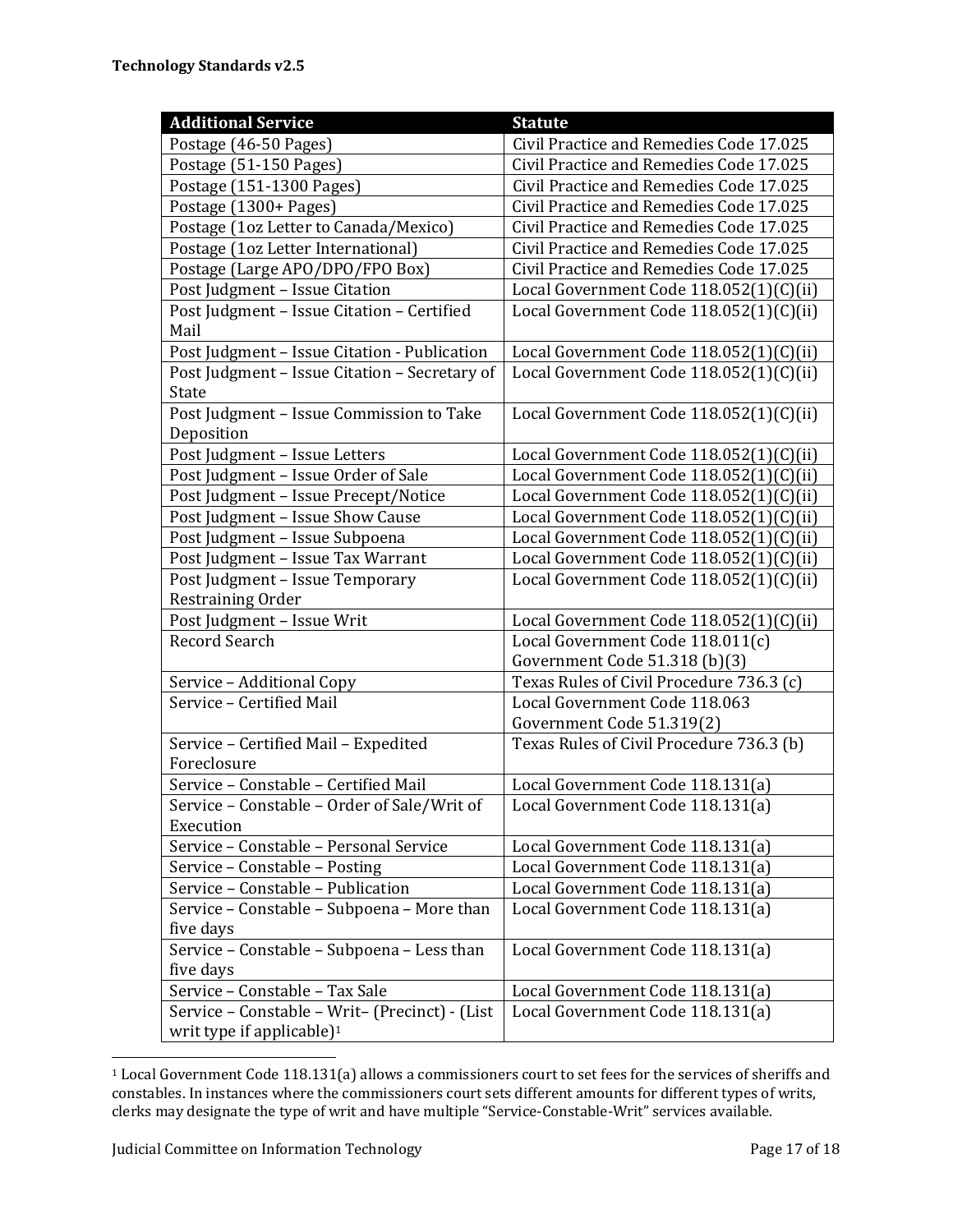| Additional Service | Statute |
| --- | --- |
| Postage (46-50 Pages) | Civil Practice and Remedies Code 17.025 |
| Postage (51-150 Pages) | Civil Practice and Remedies Code 17.025 |
| Postage (151-1300 Pages) | Civil Practice and Remedies Code 17.025 |
| Postage (1300+ Pages) | Civil Practice and Remedies Code 17.025 |
| Postage (1oz Letter to Canada/Mexico) | Civil Practice and Remedies Code 17.025 |
| Postage (1oz Letter International) | Civil Practice and Remedies Code 17.025 |
| Postage (Large APO/DPO/FPO Box) | Civil Practice and Remedies Code 17.025 |
| Post Judgment – Issue Citation | Local Government Code 118.052(1)(C)(ii) |
| Post Judgment – Issue Citation – Certified Mail | Local Government Code 118.052(1)(C)(ii) |
| Post Judgment – Issue Citation - Publication | Local Government Code 118.052(1)(C)(ii) |
| Post Judgment – Issue Citation – Secretary of State | Local Government Code 118.052(1)(C)(ii) |
| Post Judgment – Issue Commission to Take Deposition | Local Government Code 118.052(1)(C)(ii) |
| Post Judgment – Issue Letters | Local Government Code 118.052(1)(C)(ii) |
| Post Judgment – Issue Order of Sale | Local Government Code 118.052(1)(C)(ii) |
| Post Judgment – Issue Precept/Notice | Local Government Code 118.052(1)(C)(ii) |
| Post Judgment – Issue Show Cause | Local Government Code 118.052(1)(C)(ii) |
| Post Judgment – Issue Subpoena | Local Government Code 118.052(1)(C)(ii) |
| Post Judgment – Issue Tax Warrant | Local Government Code 118.052(1)(C)(ii) |
| Post Judgment – Issue Temporary Restraining Order | Local Government Code 118.052(1)(C)(ii) |
| Post Judgment – Issue Writ | Local Government Code 118.052(1)(C)(ii) |
| Record Search | Local Government Code 118.011(c) Government Code 51.318 (b)(3) |
| Service – Additional Copy | Texas Rules of Civil Procedure 736.3 (c) |
| Service – Certified Mail | Local Government Code 118.063 Government Code 51.319(2) |
| Service – Certified Mail – Expedited Foreclosure | Texas Rules of Civil Procedure 736.3 (b) |
| Service – Constable – Certified Mail | Local Government Code 118.131(a) |
| Service – Constable – Order of Sale/Writ of Execution | Local Government Code 118.131(a) |
| Service – Constable – Personal Service | Local Government Code 118.131(a) |
| Service – Constable – Posting | Local Government Code 118.131(a) |
| Service – Constable – Publication | Local Government Code 118.131(a) |
| Service – Constable – Subpoena – More than five days | Local Government Code 118.131(a) |
| Service – Constable – Subpoena – Less than five days | Local Government Code 118.131(a) |
| Service – Constable – Tax Sale | Local Government Code 118.131(a) |
| Service – Constable – Writ– (Precinct) - (List writ type if applicable)[1] | Local Government Code 118.131(a) |

[1] Local Government Code 118.131(a) allows a commissioners court to set fees for the services of sheriffs and constables. In instances where the commissioners court sets different amounts for different types of writs, clerks may designate the type of writ and have multiple "Service-Constable-Writ" services available.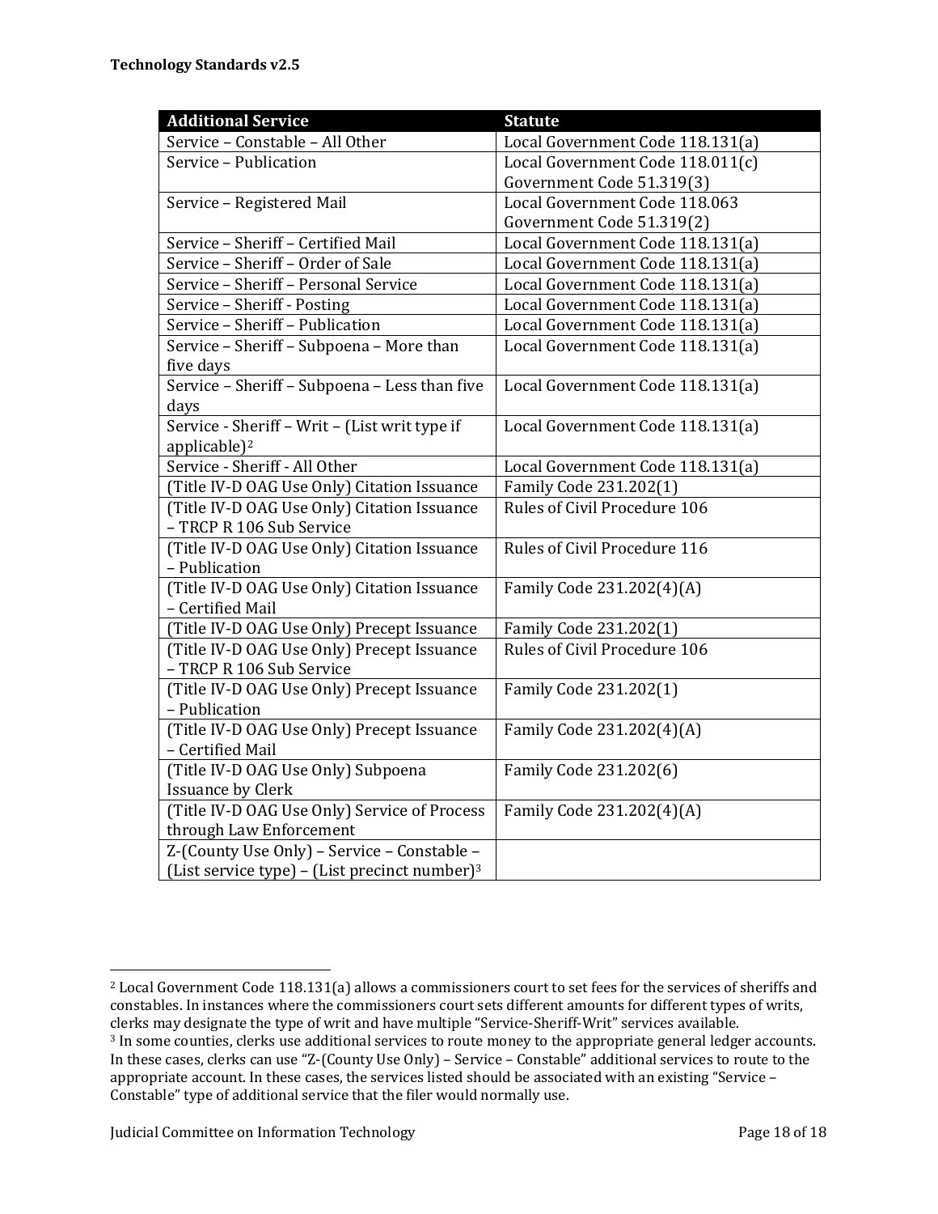| Additional Service | Statute |
| --- | --- |
| Service – Constable – All Other | Local Government Code 118.131(a) |
| Service – Publication | Local Government Code 118.011(c) Government Code 51.319(3) |
| Service – Registered Mail | Local Government Code 118.063 Government Code 51.319(2) |
| Service – Sheriff – Certified Mail | Local Government Code 118.131(a) |
| Service – Sheriff – Order of Sale | Local Government Code 118.131(a) |
| Service – Sheriff – Personal Service | Local Government Code 118.131(a) |
| Service – Sheriff - Posting | Local Government Code 118.131(a) |
| Service – Sheriff – Publication | Local Government Code 118.131(a) |
| Service – Sheriff – Subpoena – More than five days | Local Government Code 118.131(a) |
| Service – Sheriff – Subpoena – Less than five days | Local Government Code 118.131(a) |
| Service - Sheriff – Writ – (List writ type if applicable)[2] | Local Government Code 118.131(a) |
| Service - Sheriff - All Other | Local Government Code 118.131(a) |
| (Title IV-D OAG Use Only) Citation Issuance | Family Code 231.202(1) |
| (Title IV-D OAG Use Only) Citation Issuance – TRCP R 106 Sub Service | Rules of Civil Procedure 106 |
| (Title IV-D OAG Use Only) Citation Issuance – Publication | Rules of Civil Procedure 116 |
| (Title IV-D OAG Use Only) Citation Issuance – Certified Mail | Family Code 231.202(4)(A) |
| (Title IV-D OAG Use Only) Precept Issuance | Family Code 231.202(1) |
| (Title IV-D OAG Use Only) Precept Issuance – TRCP R 106 Sub Service | Rules of Civil Procedure 106 |
| (Title IV-D OAG Use Only) Precept Issuance – Publication | Family Code 231.202(1) |
| (Title IV-D OAG Use Only) Precept Issuance – Certified Mail | Family Code 231.202(4)(A) |
| (Title IV-D OAG Use Only) Subpoena Issuance by Clerk | Family Code 231.202(6) |
| (Title IV-D OAG Use Only) Service of Process through Law Enforcement | Family Code 231.202(4)(A) |
| Z-(County Use Only) – Service – Constable – (List service type) – (List precinct number)[3] | |

[2] Local Government Code 118.131(a) allows a commissioners court to set fees for the services of sheriffs and constables. In instances where the commissioners court sets different amounts for different types of writs, clerks may designate the type of writ and have multiple "Service-Sheriff-Writ" services available.

[3] In some counties, clerks use additional services to route money to the appropriate general ledger accounts. In these cases, clerks can use "Z-(County Use Only) – Service – Constable" additional services to route to the appropriate account. In these cases, the services listed should be associated with an existing "Service – Constable" type of additional service that the filer would normally use.